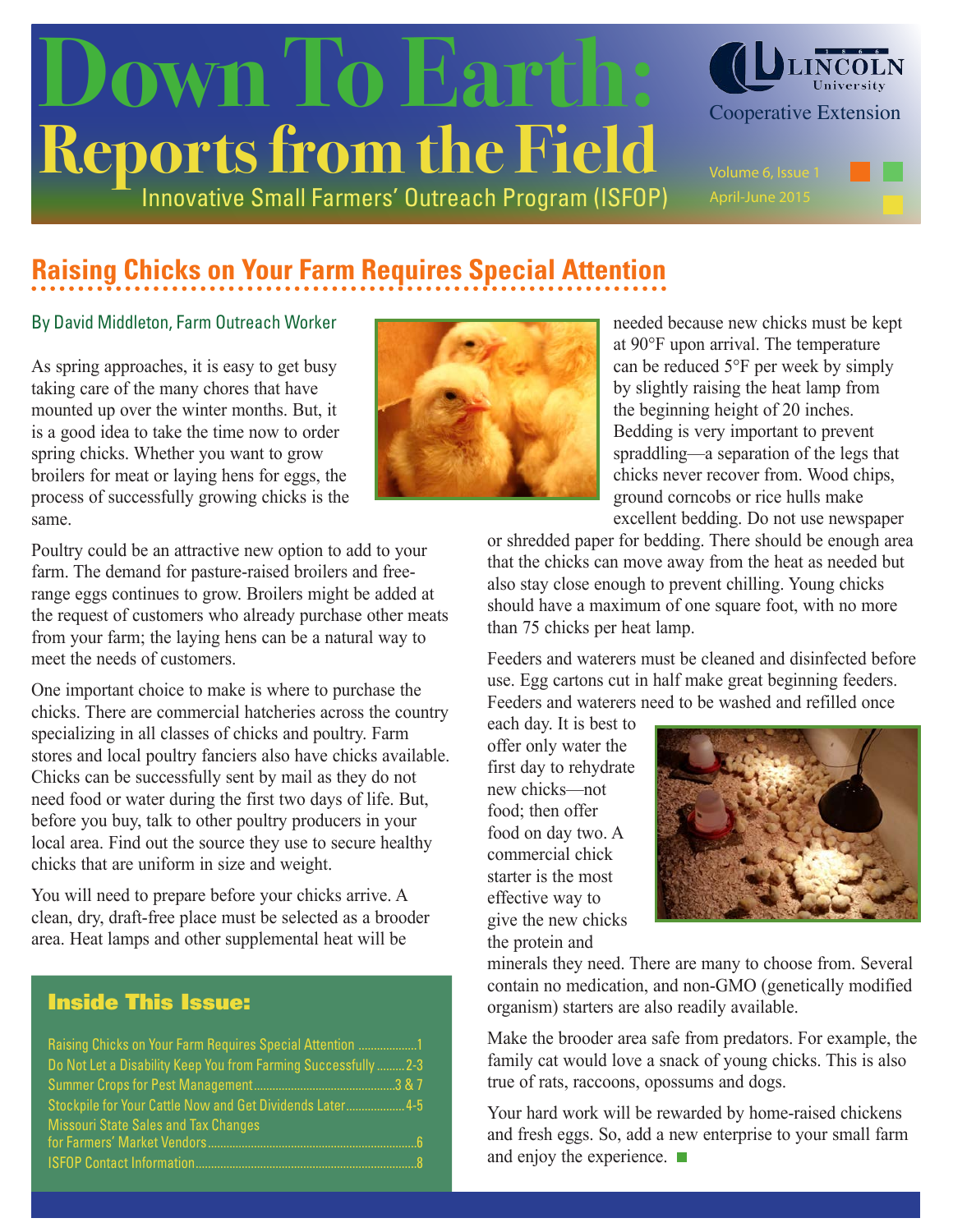# Down To Earth: Reports from the Field

Innovative Small Farmers' Outreach Program (ISFOP)

Lincoln University Cooperative Extension

Volume 6, Issue 1
April-June 2015

## Raising Chicks on Your Farm Requires Special Attention

By David Middleton, Farm Outreach Worker

As spring approaches, it is easy to get busy taking care of the many chores that have mounted up over the winter months. But, it is a good idea to take the time now to order spring chicks. Whether you want to grow broilers for meat or laying hens for eggs, the process of successfully growing chicks is the same.

Poultry could be an attractive new option to add to your farm. The demand for pasture-raised broilers and free-range eggs continues to grow. Broilers might be added at the request of customers who already purchase other meats from your farm; the laying hens can be a natural way to meet the needs of customers.

One important choice to make is where to purchase the chicks. There are commercial hatcheries across the country specializing in all classes of chicks and poultry. Farm stores and local poultry fanciers also have chicks available. Chicks can be successfully sent by mail as they do not need food or water during the first two days of life. But, before you buy, talk to other poultry producers in your local area. Find out the source they use to secure healthy chicks that are uniform in size and weight.

You will need to prepare before your chicks arrive. A clean, dry, draft-free place must be selected as a brooder area. Heat lamps and other supplemental heat will be needed because new chicks must be kept at 90°F upon arrival. The temperature can be reduced 5°F per week by simply by slightly raising the heat lamp from the beginning height of 20 inches. Bedding is very important to prevent spraddling—a separation of the legs that chicks never recover from. Wood chips, ground corncobs or rice hulls make excellent bedding. Do not use newspaper or shredded paper for bedding. There should be enough area that the chicks can move away from the heat as needed but also stay close enough to prevent chilling. Young chicks should have a maximum of one square foot, with no more than 75 chicks per heat lamp.

Feeders and waterers must be cleaned and disinfected before use. Egg cartons cut in half make great beginning feeders. Feeders and waterers need to be washed and refilled once each day. It is best to offer only water the first day to rehydrate new chicks—not food; then offer food on day two. A commercial chick starter is the most effective way to give the new chicks the protein and minerals they need. There are many to choose from. Several contain no medication, and non-GMO (genetically modified organism) starters are also readily available.

Make the brooder area safe from predators. For example, the family cat would love a snack of young chicks. This is also true of rats, raccoons, opossums and dogs.

Your hard work will be rewarded by home-raised chickens and fresh eggs. So, add a new enterprise to your small farm and enjoy the experience.

### Inside This Issue:

- Raising Chicks on Your Farm Requires Special Attention ........ 1
- Do Not Let a Disability Keep You from Farming Successfully ........ 2-3
- Summer Crops for Pest Management ........ 3 & 7
- Stockpile for Your Cattle Now and Get Dividends Later ........ 4-5
- Missouri State Sales and Tax Changes for Farmers' Market Vendors ........ 6
- ISFOP Contact Information ........ 8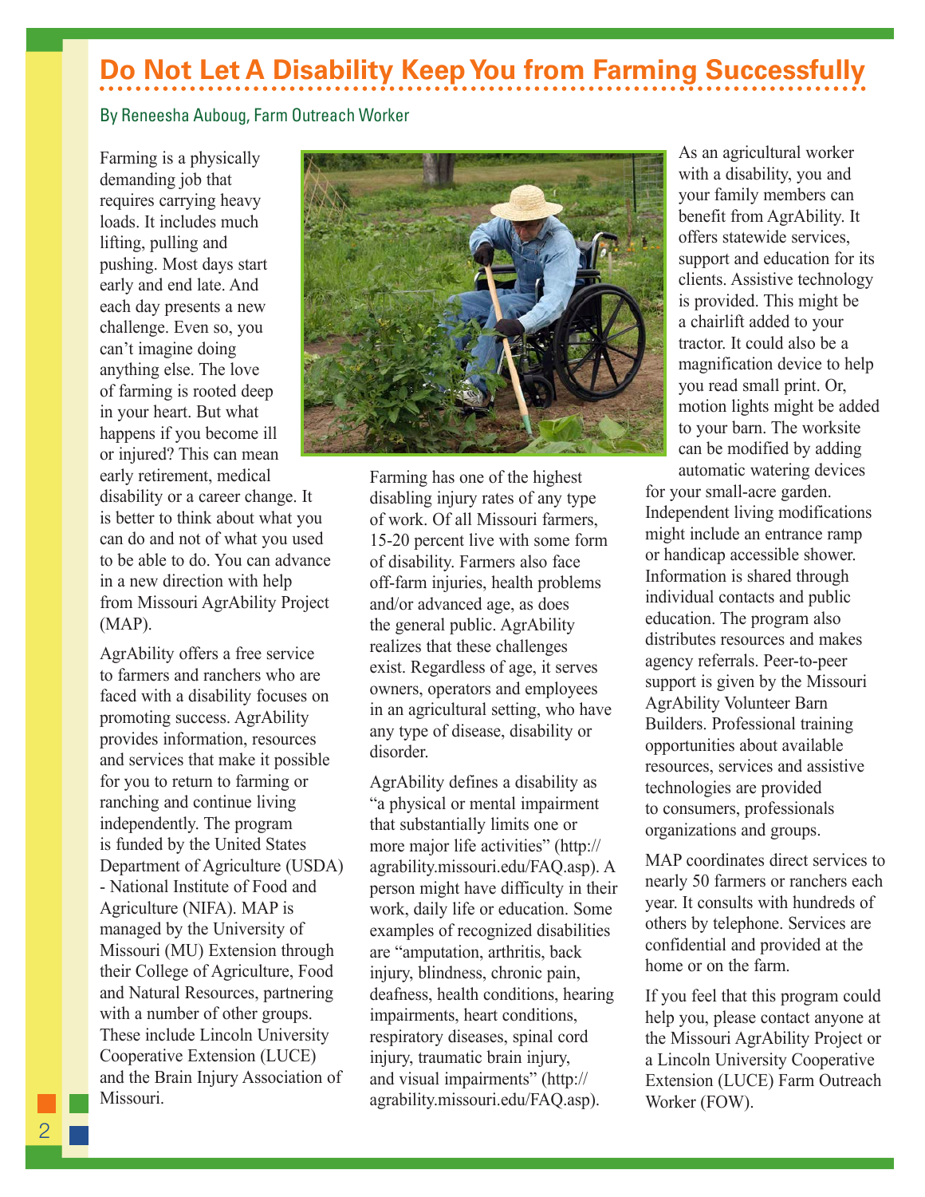# Do Not Let A Disability Keep You from Farming Successfully

By Reneesha Auboug, Farm Outreach Worker

Farming is a physically demanding job that requires carrying heavy loads. It includes much lifting, pulling and pushing. Most days start early and end late. And each day presents a new challenge. Even so, you can't imagine doing anything else. The love of farming is rooted deep in your heart. But what happens if you become ill or injured? This can mean early retirement, medical disability or a career change. It is better to think about what you can do and not of what you used to be able to do. You can advance in a new direction with help from Missouri AgrAbility Project (MAP).

AgrAbility offers a free service to farmers and ranchers who are faced with a disability focuses on promoting success. AgrAbility provides information, resources and services that make it possible for you to return to farming or ranching and continue living independently. The program is funded by the United States Department of Agriculture (USDA) - National Institute of Food and Agriculture (NIFA). MAP is managed by the University of Missouri (MU) Extension through their College of Agriculture, Food and Natural Resources, partnering with a number of other groups. These include Lincoln University Cooperative Extension (LUCE) and the Brain Injury Association of Missouri.

Farming has one of the highest disabling injury rates of any type of work. Of all Missouri farmers, 15-20 percent live with some form of disability. Farmers also face off-farm injuries, health problems and/or advanced age, as does the general public. AgrAbility realizes that these challenges exist. Regardless of age, it serves owners, operators and employees in an agricultural setting, who have any type of disease, disability or disorder.

AgrAbility defines a disability as "a physical or mental impairment that substantially limits one or more major life activities" (http://agrability.missouri.edu/FAQ.asp). A person might have difficulty in their work, daily life or education. Some examples of recognized disabilities are "amputation, arthritis, back injury, blindness, chronic pain, deafness, health conditions, hearing impairments, heart conditions, respiratory diseases, spinal cord injury, traumatic brain injury, and visual impairments" (http://agrability.missouri.edu/FAQ.asp).

As an agricultural worker with a disability, you and your family members can benefit from AgrAbility. It offers statewide services, support and education for its clients. Assistive technology is provided. This might be a chairlift added to your tractor. It could also be a magnification device to help you read small print. Or, motion lights might be added to your barn. The worksite can be modified by adding automatic watering devices for your small-acre garden. Independent living modifications might include an entrance ramp or handicap accessible shower. Information is shared through individual contacts and public education. The program also distributes resources and makes agency referrals. Peer-to-peer support is given by the Missouri AgrAbility Volunteer Barn Builders. Professional training opportunities about available resources, services and assistive technologies are provided to consumers, professionals organizations and groups.

MAP coordinates direct services to nearly 50 farmers or ranchers each year. It consults with hundreds of others by telephone. Services are confidential and provided at the home or on the farm.

If you feel that this program could help you, please contact anyone at the Missouri AgrAbility Project or a Lincoln University Cooperative Extension (LUCE) Farm Outreach Worker (FOW).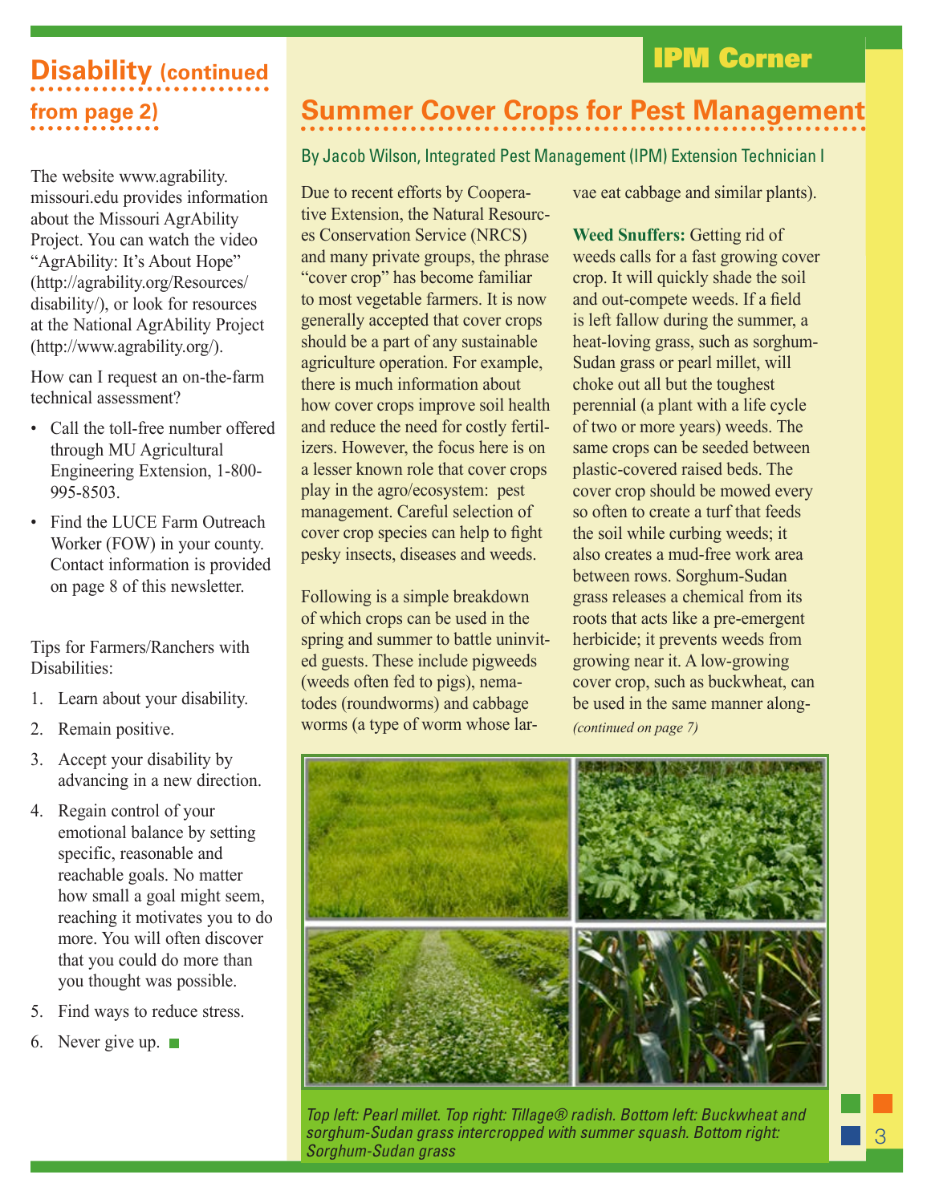## Disability (continued from page 2)

The website www.agrability.missouri.edu provides information about the Missouri AgrAbility Project. You can watch the video “AgrAbility: It’s About Hope” (http://agrability.org/Resources/disability/), or look for resources at the National AgrAbility Project (http://www.agrability.org/).

How can I request an on-the-farm technical assessment?

- Call the toll-free number offered through MU Agricultural Engineering Extension, 1-800-995-8503.
- Find the LUCE Farm Outreach Worker (FOW) in your county. Contact information is provided on page 8 of this newsletter.

Tips for Farmers/Ranchers with Disabilities:

1. Learn about your disability.
2. Remain positive.
3. Accept your disability by advancing in a new direction.
4. Regain control of your emotional balance by setting specific, reasonable and reachable goals. No matter how small a goal might seem, reaching it motivates you to do more. You will often discover that you could do more than you thought was possible.
5. Find ways to reduce stress.
6. Never give up.

## IPM Corner

## Summer Cover Crops for Pest Management

By Jacob Wilson, Integrated Pest Management (IPM) Extension Technician I

Due to recent efforts by Cooperative Extension, the Natural Resources Conservation Service (NRCS) and many private groups, the phrase “cover crop” has become familiar to most vegetable farmers. It is now generally accepted that cover crops should be a part of any sustainable agriculture operation. For example, there is much information about how cover crops improve soil health and reduce the need for costly fertilizers. However, the focus here is on a lesser known role that cover crops play in the agro/ecosystem: pest management. Careful selection of cover crop species can help to fight pesky insects, diseases and weeds.

Following is a simple breakdown of which crops can be used in the spring and summer to battle uninvited guests. These include pigweeds (weeds often fed to pigs), nematodes (roundworms) and cabbage worms (a type of worm whose larvae eat cabbage and similar plants).

**Weed Snuffers:** Getting rid of weeds calls for a fast growing cover crop. It will quickly shade the soil and out-compete weeds. If a field is left fallow during the summer, a heat-loving grass, such as sorghum-Sudan grass or pearl millet, will choke out all but the toughest perennial (a plant with a life cycle of two or more years) weeds. The same crops can be seeded between plastic-covered raised beds. The cover crop should be mowed every so often to create a turf that feeds the soil while curbing weeds; it also creates a mud-free work area between rows. Sorghum-Sudan grass releases a chemical from its roots that acts like a pre-emergent herbicide; it prevents weeds from growing near it. A low-growing cover crop, such as buckwheat, can be used in the same manner along-

*(continued on page 7)*

*Top left: Pearl millet. Top right: Tillage® radish. Bottom left: Buckwheat and sorghum-Sudan grass intercropped with summer squash. Bottom right: Sorghum-Sudan grass*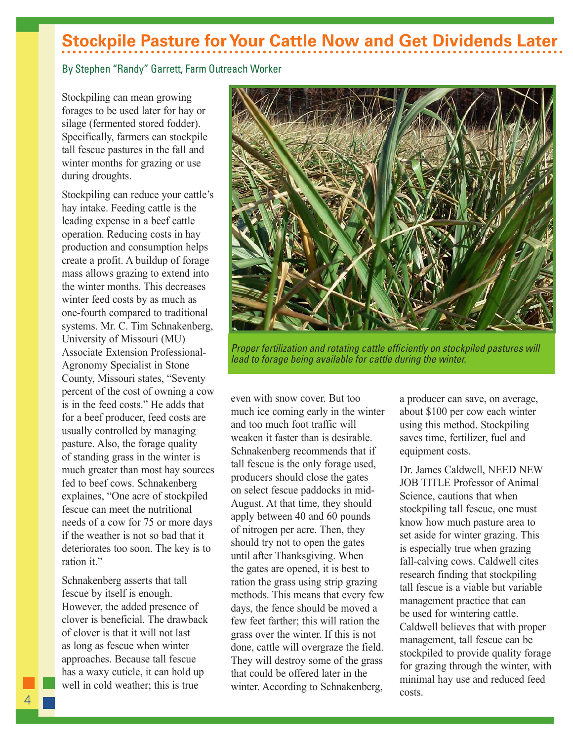# Stockpile Pasture for Your Cattle Now and Get Dividends Later

By Stephen "Randy" Garrett, Farm Outreach Worker

Stockpiling can mean growing forages to be used later for hay or silage (fermented stored fodder). Specifically, farmers can stockpile tall fescue pastures in the fall and winter months for grazing or use during droughts.

Stockpiling can reduce your cattle's hay intake. Feeding cattle is the leading expense in a beef cattle operation. Reducing costs in hay production and consumption helps create a profit. A buildup of forage mass allows grazing to extend into the winter months. This decreases winter feed costs by as much as one-fourth compared to traditional systems. Mr. C. Tim Schnakenberg, University of Missouri (MU) Associate Extension Professional-Agronomy Specialist in Stone County, Missouri states, "Seventy percent of the cost of owning a cow is in the feed costs." He adds that for a beef producer, feed costs are usually controlled by managing pasture. Also, the forage quality of standing grass in the winter is much greater than most hay sources fed to beef cows. Schnakenberg explaines, "One acre of stockpiled fescue can meet the nutritional needs of a cow for 75 or more days if the weather is not so bad that it deteriorates too soon. The key is to ration it."

Schnakenberg asserts that tall fescue by itself is enough. However, the added presence of clover is beneficial. The drawback of clover is that it will not last as long as fescue when winter approaches. Because tall fescue has a waxy cuticle, it can hold up well in cold weather; this is true even with snow cover. But too much ice coming early in the winter and too much foot traffic will weaken it faster than is desirable. Schnakenberg recommends that if tall fescue is the only forage used, producers should close the gates on select fescue paddocks in mid-August. At that time, they should apply between 40 and 60 pounds of nitrogen per acre. Then, they should try not to open the gates until after Thanksgiving. When the gates are opened, it is best to ration the grass using strip grazing methods. This means that every few days, the fence should be moved a few feet farther; this will ration the grass over the winter. If this is not done, cattle will overgraze the field. They will destroy some of the grass that could be offered later in the winter. According to Schnakenberg, a producer can save, on average, about $100 per cow each winter using this method. Stockpiling saves time, fertilizer, fuel and equipment costs.

*Proper fertilization and rotating cattle efficiently on stockpiled pastures will lead to forage being available for cattle during the winter.*

Dr. James Caldwell, NEED NEW JOB TITLE Professor of Animal Science, cautions that when stockpiling tall fescue, one must know how much pasture area to set aside for winter grazing. This is especially true when grazing fall-calving cows. Caldwell cites research finding that stockpiling tall fescue is a viable but variable management practice that can be used for wintering cattle. Caldwell believes that with proper management, tall fescue can be stockpiled to provide quality forage for grazing through the winter, with minimal hay use and reduced feed costs.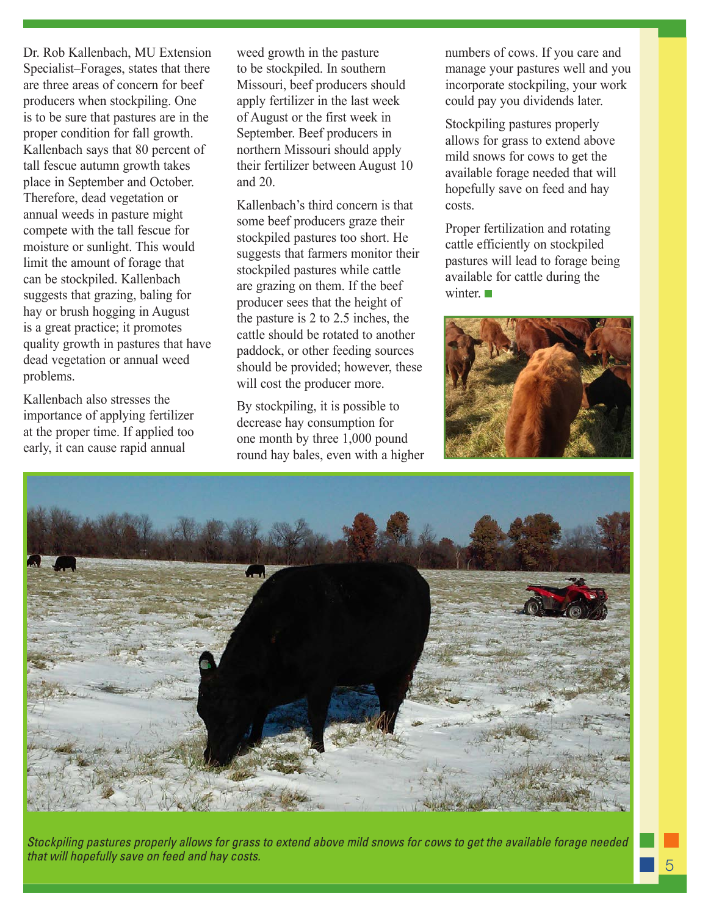Dr. Rob Kallenbach, MU Extension Specialist–Forages, states that there are three areas of concern for beef producers when stockpiling. One is to be sure that pastures are in the proper condition for fall growth. Kallenbach says that 80 percent of tall fescue autumn growth takes place in September and October. Therefore, dead vegetation or annual weeds in pasture might compete with the tall fescue for moisture or sunlight. This would limit the amount of forage that can be stockpiled. Kallenbach suggests that grazing, baling for hay or brush hogging in August is a great practice; it promotes quality growth in pastures that have dead vegetation or annual weed problems.

Kallenbach also stresses the importance of applying fertilizer at the proper time. If applied too early, it can cause rapid annual weed growth in the pasture to be stockpiled. In southern Missouri, beef producers should apply fertilizer in the last week of August or the first week in September. Beef producers in northern Missouri should apply their fertilizer between August 10 and 20.

Kallenbach's third concern is that some beef producers graze their stockpiled pastures too short. He suggests that farmers monitor their stockpiled pastures while cattle are grazing on them. If the beef producer sees that the height of the pasture is 2 to 2.5 inches, the cattle should be rotated to another paddock, or other feeding sources should be provided; however, these will cost the producer more.

By stockpiling, it is possible to decrease hay consumption for one month by three 1,000 pound round hay bales, even with a higher numbers of cows. If you care and manage your pastures well and you incorporate stockpiling, your work could pay you dividends later.

Stockpiling pastures properly allows for grass to extend above mild snows for cows to get the available forage needed that will hopefully save on feed and hay costs.

Proper fertilization and rotating cattle efficiently on stockpiled pastures will lead to forage being available for cattle during the winter.

*Stockpiling pastures properly allows for grass to extend above mild snows for cows to get the available forage needed that will hopefully save on feed and hay costs.*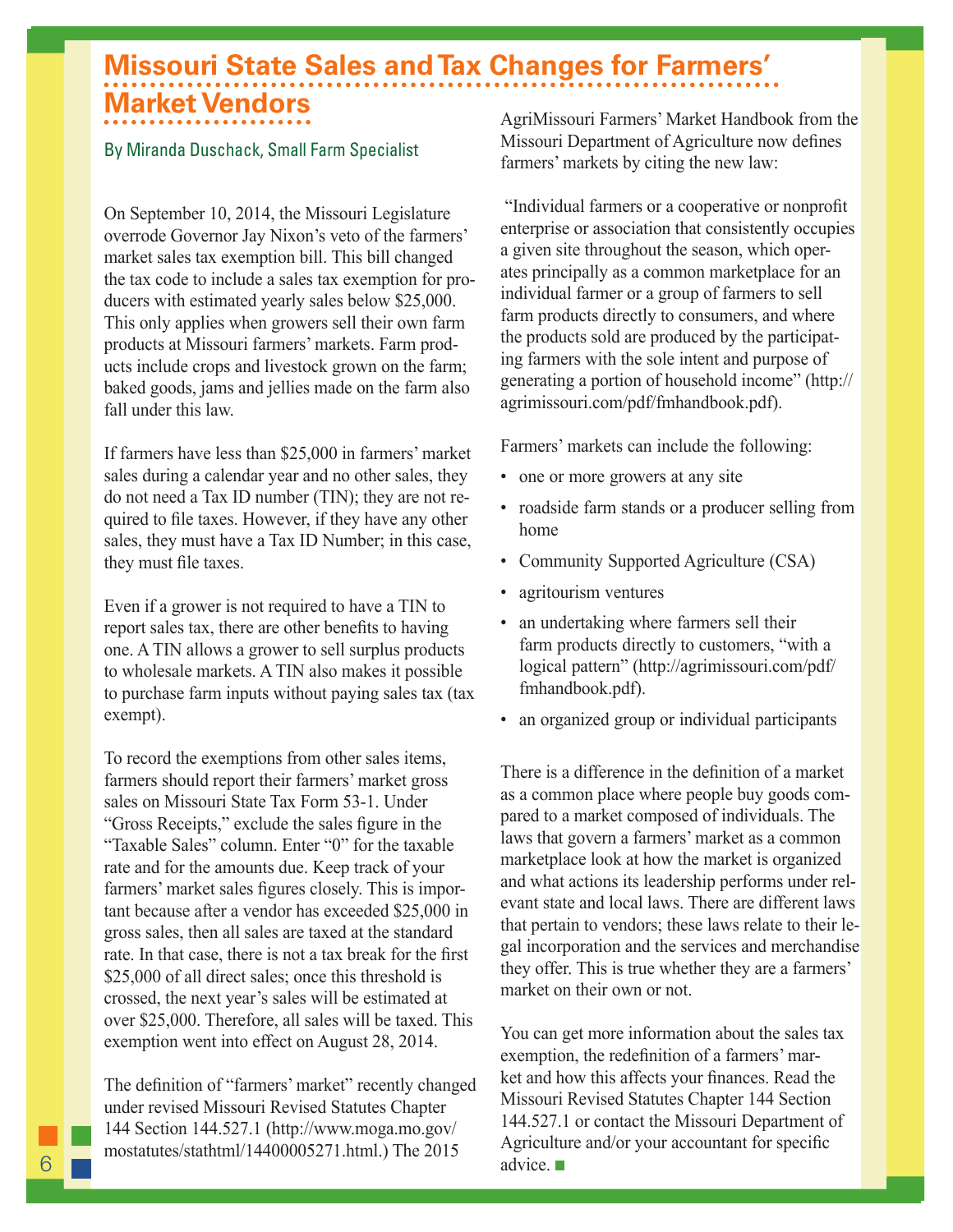# Missouri State Sales and Tax Changes for Farmers' Market Vendors

By Miranda Duschack, Small Farm Specialist

On September 10, 2014, the Missouri Legislature overrode Governor Jay Nixon's veto of the farmers' market sales tax exemption bill. This bill changed the tax code to include a sales tax exemption for producers with estimated yearly sales below $25,000. This only applies when growers sell their own farm products at Missouri farmers' markets. Farm products include crops and livestock grown on the farm; baked goods, jams and jellies made on the farm also fall under this law.

If farmers have less than $25,000 in farmers' market sales during a calendar year and no other sales, they do not need a Tax ID number (TIN); they are not required to file taxes. However, if they have any other sales, they must have a Tax ID Number; in this case, they must file taxes.

Even if a grower is not required to have a TIN to report sales tax, there are other benefits to having one. A TIN allows a grower to sell surplus products to wholesale markets. A TIN also makes it possible to purchase farm inputs without paying sales tax (tax exempt).

To record the exemptions from other sales items, farmers should report their farmers' market gross sales on Missouri State Tax Form 53-1. Under "Gross Receipts," exclude the sales figure in the "Taxable Sales" column. Enter "0" for the taxable rate and for the amounts due. Keep track of your farmers' market sales figures closely. This is important because after a vendor has exceeded $25,000 in gross sales, then all sales are taxed at the standard rate. In that case, there is not a tax break for the first $25,000 of all direct sales; once this threshold is crossed, the next year's sales will be estimated at over $25,000. Therefore, all sales will be taxed. This exemption went into effect on August 28, 2014.

The definition of "farmers' market" recently changed under revised Missouri Revised Statutes Chapter 144 Section 144.527.1 (http://www.moga.mo.gov/mostatutes/stathtml/14400005271.html.) The 2015 AgriMissouri Farmers' Market Handbook from the Missouri Department of Agriculture now defines farmers' markets by citing the new law:

"Individual farmers or a cooperative or nonprofit enterprise or association that consistently occupies a given site throughout the season, which operates principally as a common marketplace for an individual farmer or a group of farmers to sell farm products directly to consumers, and where the products sold are produced by the participating farmers with the sole intent and purpose of generating a portion of household income" (http://agrimissouri.com/pdf/fmhandbook.pdf).

Farmers' markets can include the following:

- one or more growers at any site
- roadside farm stands or a producer selling from home
- Community Supported Agriculture (CSA)
- agritourism ventures
- an undertaking where farmers sell their farm products directly to customers, "with a logical pattern" (http://agrimissouri.com/pdf/fmhandbook.pdf).
- an organized group or individual participants

There is a difference in the definition of a market as a common place where people buy goods compared to a market composed of individuals. The laws that govern a farmers' market as a common marketplace look at how the market is organized and what actions its leadership performs under relevant state and local laws. There are different laws that pertain to vendors; these laws relate to their legal incorporation and the services and merchandise they offer. This is true whether they are a farmers' market on their own or not.

You can get more information about the sales tax exemption, the redefinition of a farmers' market and how this affects your finances. Read the Missouri Revised Statutes Chapter 144 Section 144.527.1 or contact the Missouri Department of Agriculture and/or your accountant for specific advice.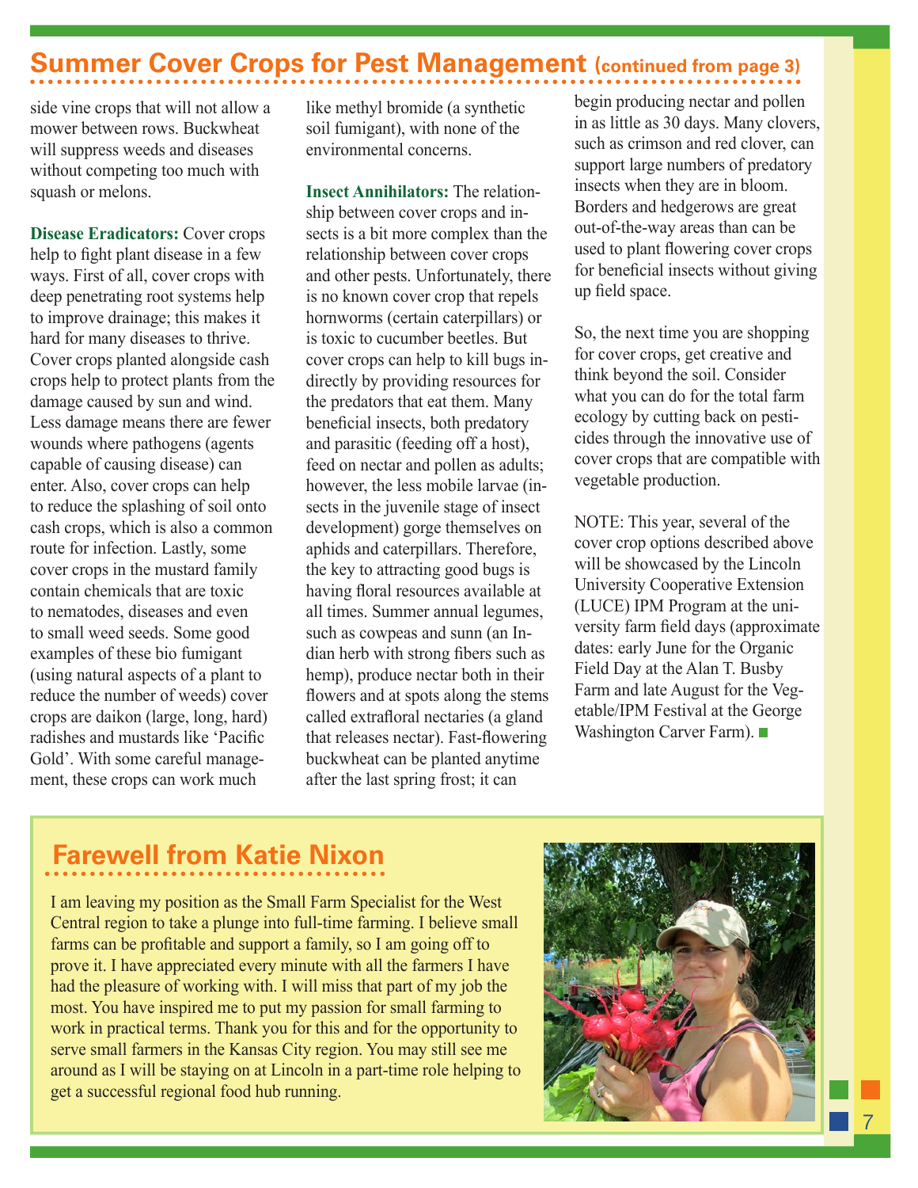## Summer Cover Crops for Pest Management (continued from page 3)

side vine crops that will not allow a mower between rows. Buckwheat will suppress weeds and diseases without competing too much with squash or melons.

**Disease Eradicators:** Cover crops help to fight plant disease in a few ways. First of all, cover crops with deep penetrating root systems help to improve drainage; this makes it hard for many diseases to thrive. Cover crops planted alongside cash crops help to protect plants from the damage caused by sun and wind. Less damage means there are fewer wounds where pathogens (agents capable of causing disease) can enter. Also, cover crops can help to reduce the splashing of soil onto cash crops, which is also a common route for infection. Lastly, some cover crops in the mustard family contain chemicals that are toxic to nematodes, diseases and even to small weed seeds. Some good examples of these bio fumigant (using natural aspects of a plant to reduce the number of weeds) cover crops are daikon (large, long, hard) radishes and mustards like 'Pacific Gold'. With some careful management, these crops can work much like methyl bromide (a synthetic soil fumigant), with none of the environmental concerns.

**Insect Annihilators:** The relationship between cover crops and insects is a bit more complex than the relationship between cover crops and other pests. Unfortunately, there is no known cover crop that repels hornworms (certain caterpillars) or is toxic to cucumber beetles. But cover crops can help to kill bugs indirectly by providing resources for the predators that eat them. Many beneficial insects, both predatory and parasitic (feeding off a host), feed on nectar and pollen as adults; however, the less mobile larvae (insects in the juvenile stage of insect development) gorge themselves on aphids and caterpillars. Therefore, the key to attracting good bugs is having floral resources available at all times. Summer annual legumes, such as cowpeas and sunn (an Indian herb with strong fibers such as hemp), produce nectar both in their flowers and at spots along the stems called extrafloral nectaries (a gland that releases nectar). Fast-flowering buckwheat can be planted anytime after the last spring frost; it can begin producing nectar and pollen in as little as 30 days. Many clovers, such as crimson and red clover, can support large numbers of predatory insects when they are in bloom. Borders and hedgerows are great out-of-the-way areas than can be used to plant flowering cover crops for beneficial insects without giving up field space.

So, the next time you are shopping for cover crops, get creative and think beyond the soil. Consider what you can do for the total farm ecology by cutting back on pesticides through the innovative use of cover crops that are compatible with vegetable production.

NOTE: This year, several of the cover crop options described above will be showcased by the Lincoln University Cooperative Extension (LUCE) IPM Program at the university farm field days (approximate dates: early June for the Organic Field Day at the Alan T. Busby Farm and late August for the Vegetable/IPM Festival at the George Washington Carver Farm).

## Farewell from Katie Nixon

I am leaving my position as the Small Farm Specialist for the West Central region to take a plunge into full-time farming. I believe small farms can be profitable and support a family, so I am going off to prove it. I have appreciated every minute with all the farmers I have had the pleasure of working with. I will miss that part of my job the most. You have inspired me to put my passion for small farming to work in practical terms. Thank you for this and for the opportunity to serve small farmers in the Kansas City region. You may still see me around as I will be staying on at Lincoln in a part-time role helping to get a successful regional food hub running.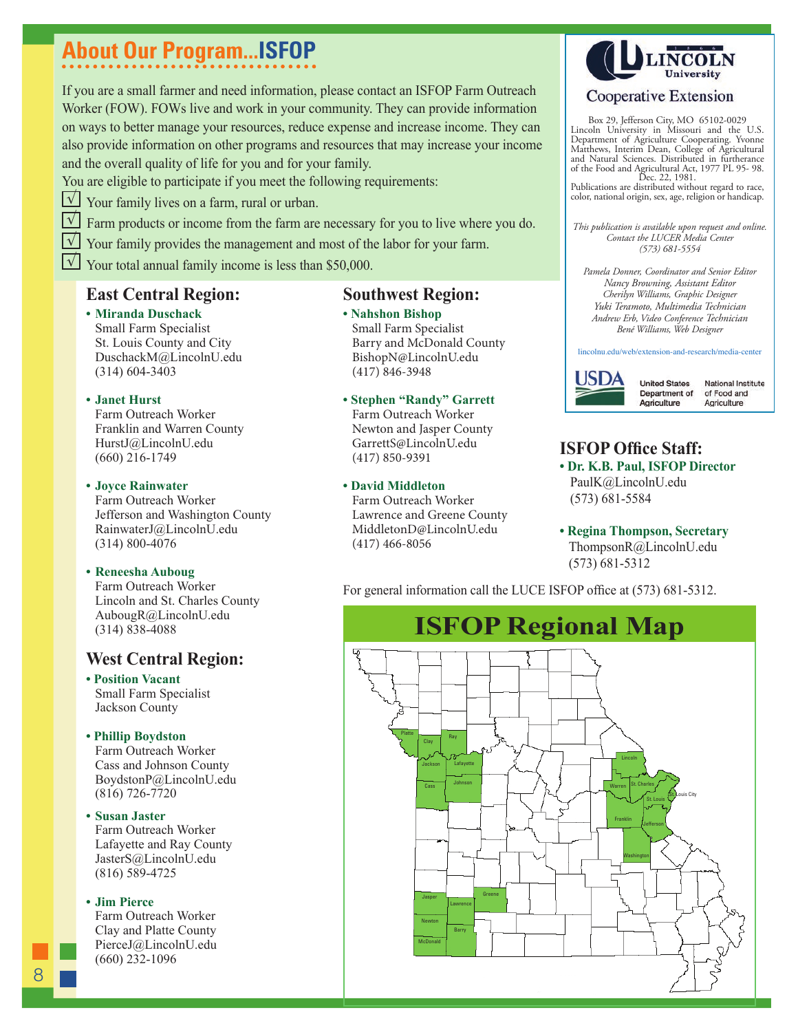## About Our Program...ISFOP

If you are a small farmer and need information, please contact an ISFOP Farm Outreach Worker (FOW). FOWs live and work in your community. They can provide information on ways to better manage your resources, reduce expense and increase income. They can also provide information on other programs and resources that may increase your income and the overall quality of life for you and for your family.

You are eligible to participate if you meet the following requirements:

- √ Your family lives on a farm, rural or urban.
- √ Farm products or income from the farm are necessary for you to live where you do.
- √ Your family provides the management and most of the labor for your farm.
- √ Your total annual family income is less than $50,000.

### East Central Region:

- **Miranda Duschack**
  Small Farm Specialist
  St. Louis County and City
  DuschackM@LincolnU.edu
  (314) 604-3403
- **Janet Hurst**
  Farm Outreach Worker
  Franklin and Warren County
  HurstJ@LincolnU.edu
  (660) 216-1749
- **Joyce Rainwater**
  Farm Outreach Worker
  Jefferson and Washington County
  RainwaterJ@LincolnU.edu
  (314) 800-4076
- **Reneesha Auboug**
  Farm Outreach Worker
  Lincoln and St. Charles County
  AubougR@LincolnU.edu
  (314) 838-4088

### West Central Region:

- **Position Vacant**
  Small Farm Specialist
  Jackson County
- **Phillip Boydston**
  Farm Outreach Worker
  Cass and Johnson County
  BoydstonP@LincolnU.edu
  (816) 726-7720
- **Susan Jaster**
  Farm Outreach Worker
  Lafayette and Ray County
  JasterS@LincolnU.edu
  (816) 589-4725
- **Jim Pierce**
  Farm Outreach Worker
  Clay and Platte County
  PierceJ@LincolnU.edu
  (660) 232-1096

### Southwest Region:

- **Nahshon Bishop**
  Small Farm Specialist
  Barry and McDonald County
  BishopN@LincolnU.edu
  (417) 846-3948
- **Stephen "Randy" Garrett**
  Farm Outreach Worker
  Newton and Jasper County
  GarrettS@LincolnU.edu
  (417) 850-9391
- **David Middleton**
  Farm Outreach Worker
  Lawrence and Greene County
  MiddletonD@LincolnU.edu
  (417) 466-8056

For general information call the LUCE ISFOP office at (573) 681-5312.

### ISFOP Regional Map

Platte, Clay, Ray, Jackson, Lafayette, Cass, Johnson, Lincoln, Warren, St. Charles, St. Louis, St. Louis City, Franklin, Jefferson, Washington, Jasper, Greene, Lawrence, Newton, Barry, McDonald

**Lincoln University**
**Cooperative Extension**

Box 29, Jefferson City, MO 65102-0029
Lincoln University in Missouri and the U.S. Department of Agriculture Cooperating. Yvonne Matthews, Interim Dean, College of Agricultural and Natural Sciences. Distributed in furtherance of the Food and Agricultural Act, 1977 PL 95- 98. Dec. 22, 1981.
Publications are distributed without regard to race, color, national origin, sex, age, religion or handicap.

*This publication is available upon request and online. Contact the LUCER Media Center (573) 681-5554*

*Pamela Donner, Coordinator and Senior Editor*
*Nancy Browning, Assistant Editor*
*Cherilyn Williams, Graphic Designer*
*Yuki Teramoto, Multimedia Technician*
*Andrew Erb, Video Conference Technician*
*Bené Williams, Web Designer*

lincolnu.edu/web/extension-and-research/media-center

USDA — United States Department of Agriculture — National Institute of Food and Agriculture

### ISFOP Office Staff:

- **Dr. K.B. Paul, ISFOP Director**
  PaulK@LincolnU.edu
  (573) 681-5584
- **Regina Thompson, Secretary**
  ThompsonR@LincolnU.edu
  (573) 681-5312